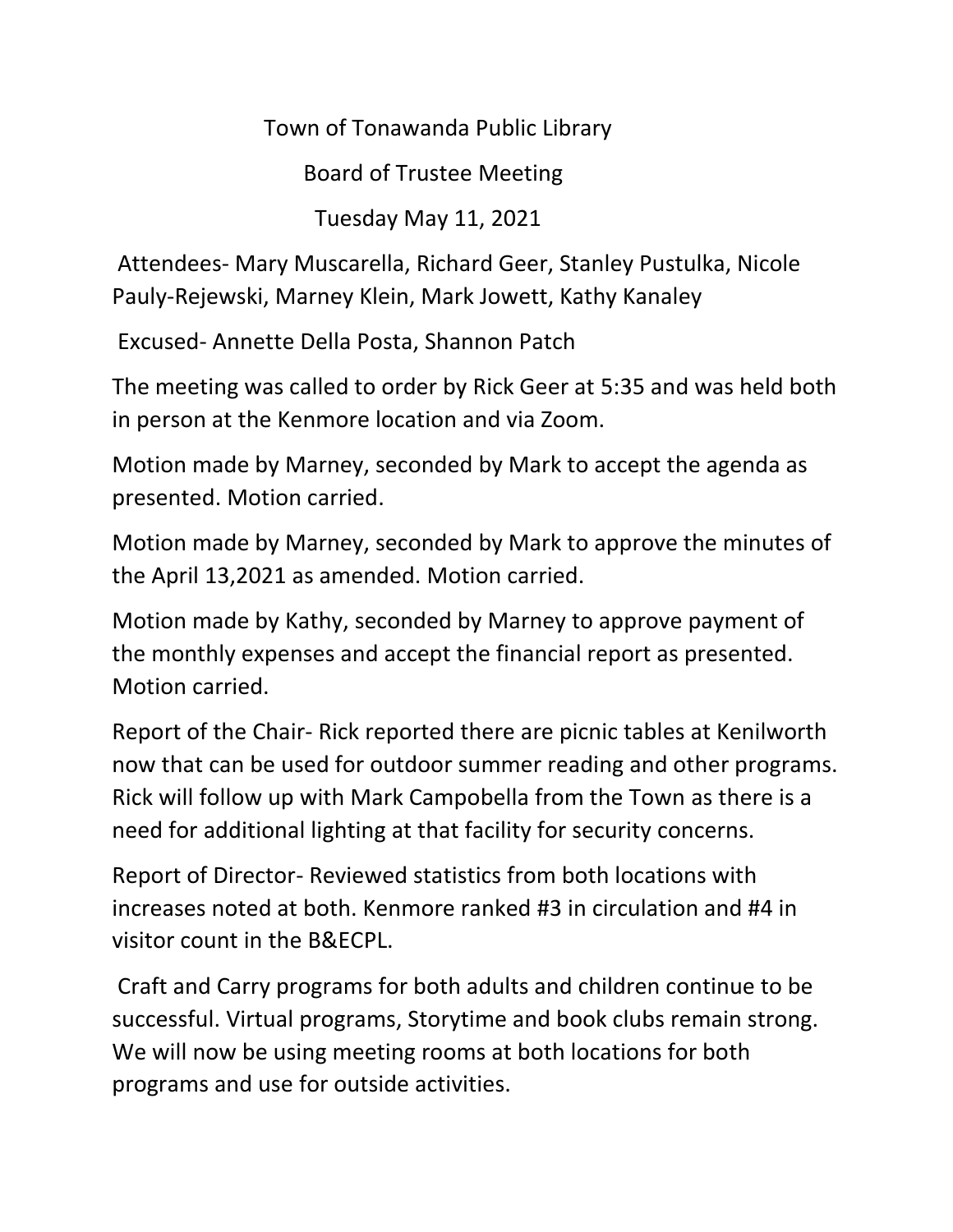# Town of Tonawanda Public Library

## Board of Trustee Meeting

### Tuesday May 11, 2021

Attendees- Mary Muscarella, Richard Geer, Stanley Pustulka, Nicole Pauly-Rejewski, Marney Klein, Mark Jowett, Kathy Kanaley

Excused- Annette Della Posta, Shannon Patch

The meeting was called to order by Rick Geer at 5:35 and was held both in person at the Kenmore location and via Zoom.

Motion made by Marney, seconded by Mark to accept the agenda as presented. Motion carried.

Motion made by Marney, seconded by Mark to approve the minutes of the April 13,2021 as amended. Motion carried.

Motion made by Kathy, seconded by Marney to approve payment of the monthly expenses and accept the financial report as presented. Motion carried.

Report of the Chair- Rick reported there are picnic tables at Kenilworth now that can be used for outdoor summer reading and other programs. Rick will follow up with Mark Campobella from the Town as there is a need for additional lighting at that facility for security concerns.

Report of Director- Reviewed statistics from both locations with increases noted at both. Kenmore ranked #3 in circulation and #4 in visitor count in the B&ECPL.

Craft and Carry programs for both adults and children continue to be successful. Virtual programs, Storytime and book clubs remain strong. We will now be using meeting rooms at both locations for both programs and use for outside activities.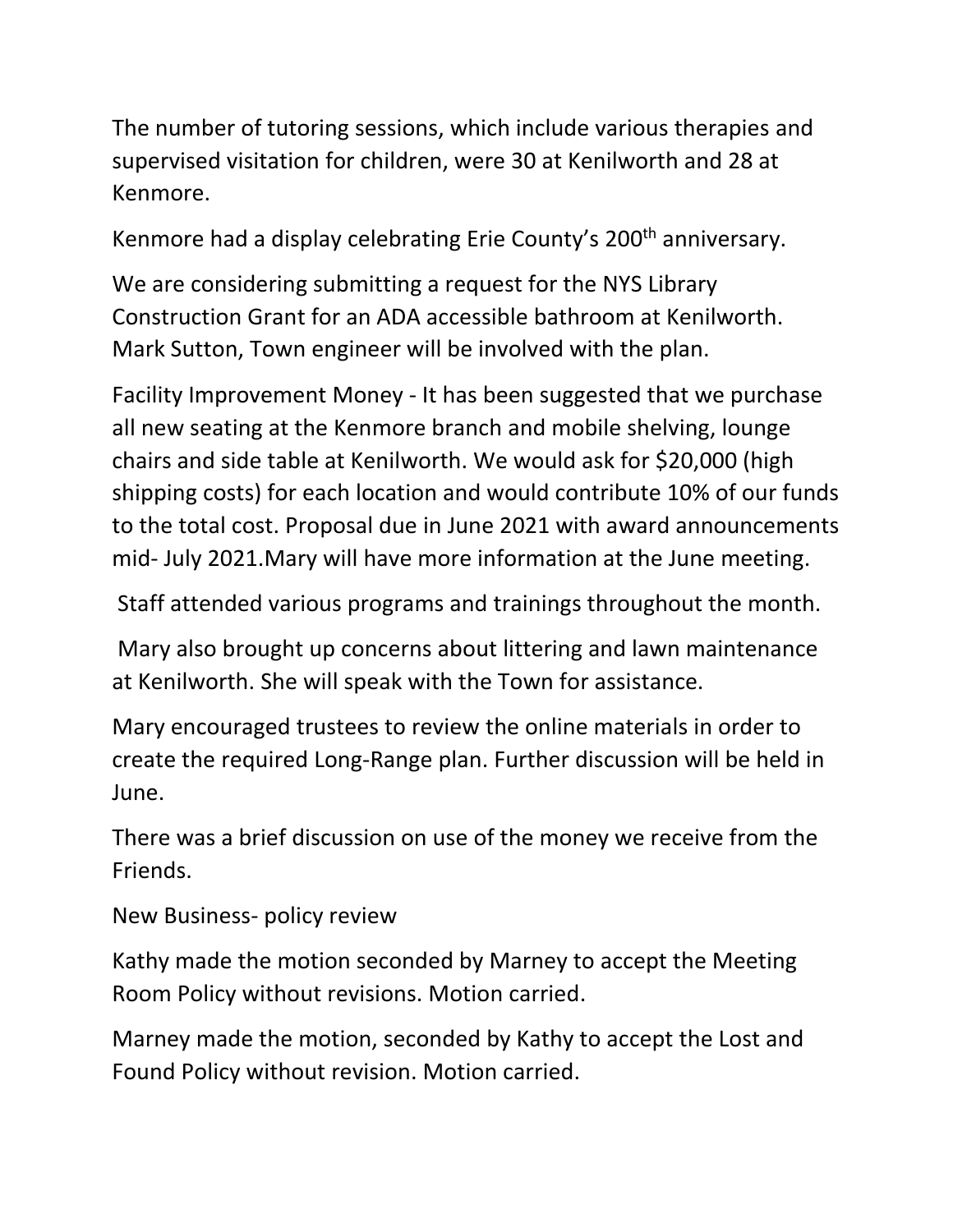The number of tutoring sessions, which include various therapies and supervised visitation for children, were 30 at Kenilworth and 28 at Kenmore.

Kenmore had a display celebrating Erie County's 200th anniversary.

We are considering submitting a request for the NYS Library Construction Grant for an ADA accessible bathroom at Kenilworth. Mark Sutton, Town engineer will be involved with the plan.

Facility Improvement Money - It has been suggested that we purchase all new seating at the Kenmore branch and mobile shelving, lounge chairs and side table at Kenilworth. We would ask for $20,000 (high shipping costs) for each location and would contribute 10% of our funds to the total cost. Proposal due in June 2021 with award announcements mid- July 2021.Mary will have more information at the June meeting.

Staff attended various programs and trainings throughout the month.

Mary also brought up concerns about littering and lawn maintenance at Kenilworth. She will speak with the Town for assistance.

Mary encouraged trustees to review the online materials in order to create the required Long-Range plan. Further discussion will be held in June.

There was a brief discussion on use of the money we receive from the Friends.

New Business- policy review

Kathy made the motion seconded by Marney to accept the Meeting Room Policy without revisions. Motion carried.

Marney made the motion, seconded by Kathy to accept the Lost and Found Policy without revision. Motion carried.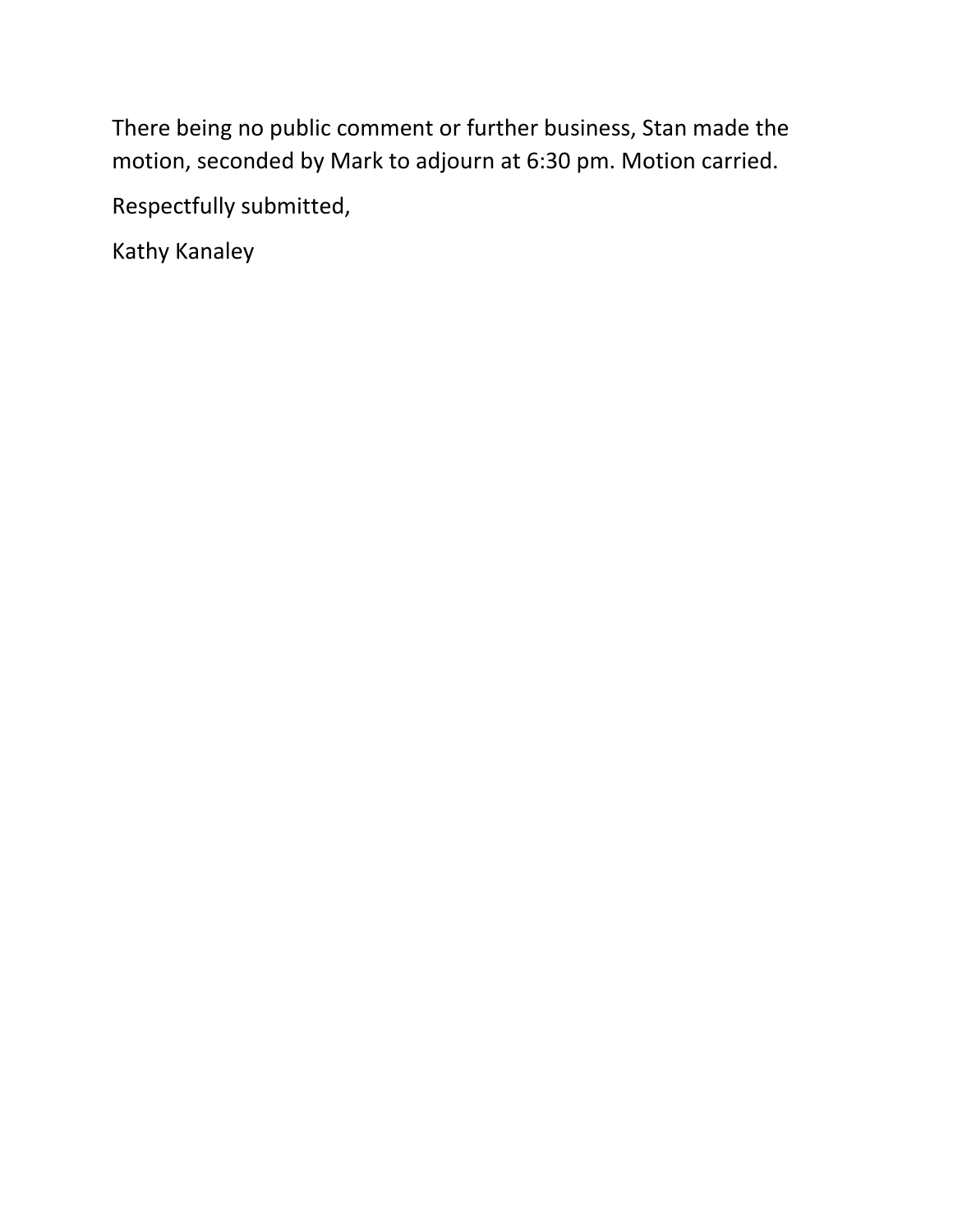There being no public comment or further business, Stan made the motion, seconded by Mark to adjourn at 6:30 pm. Motion carried.

Respectfully submitted,

Kathy Kanaley